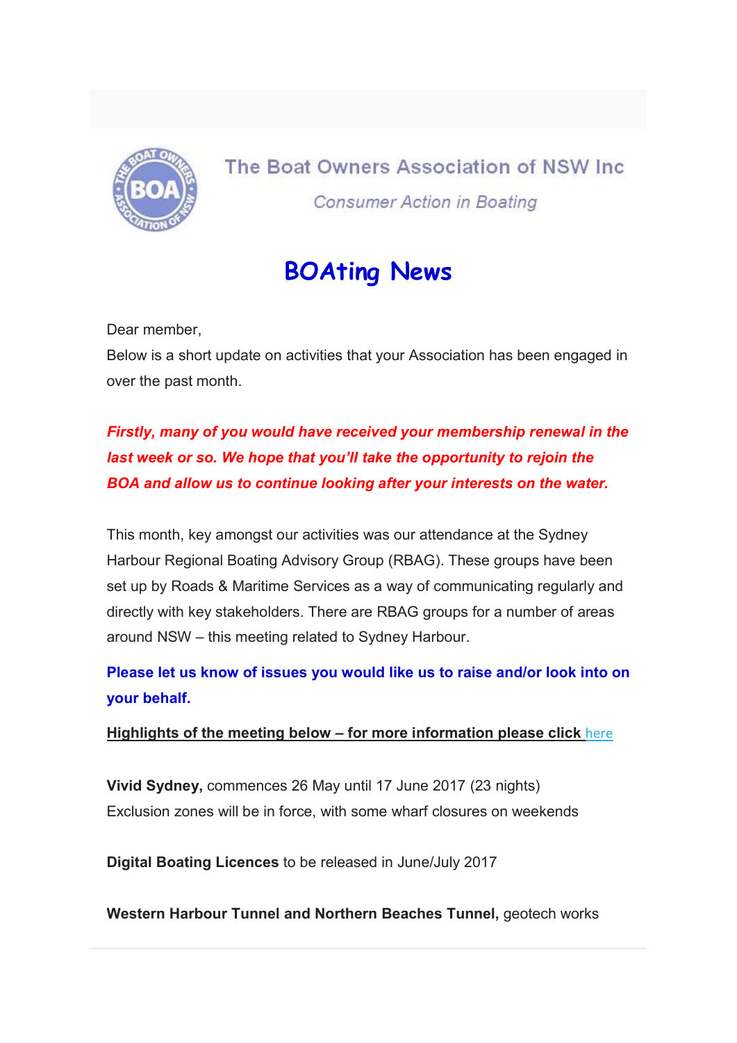The Boat Owners Association of NSW Inc

*Consumer Action in Boating*

# BOAting News

Dear member,

Below is a short update on activities that your Association has been engaged in over the past month.

***Firstly, many of you would have received your membership renewal in the last week or so. We hope that you'll take the opportunity to rejoin the BOA and allow us to continue looking after your interests on the water.***

This month, key amongst our activities was our attendance at the Sydney Harbour Regional Boating Advisory Group (RBAG). These groups have been set up by Roads & Maritime Services as a way of communicating regularly and directly with key stakeholders. There are RBAG groups for a number of areas around NSW – this meeting related to Sydney Harbour.

**Please let us know of issues you would like us to raise and/or look into on your behalf.**

**Highlights of the meeting below – for more information please click** here

**Vivid Sydney,** commences 26 May until 17 June 2017 (23 nights)
Exclusion zones will be in force, with some wharf closures on weekends

**Digital Boating Licences** to be released in June/July 2017

**Western Harbour Tunnel and Northern Beaches Tunnel,** geotech works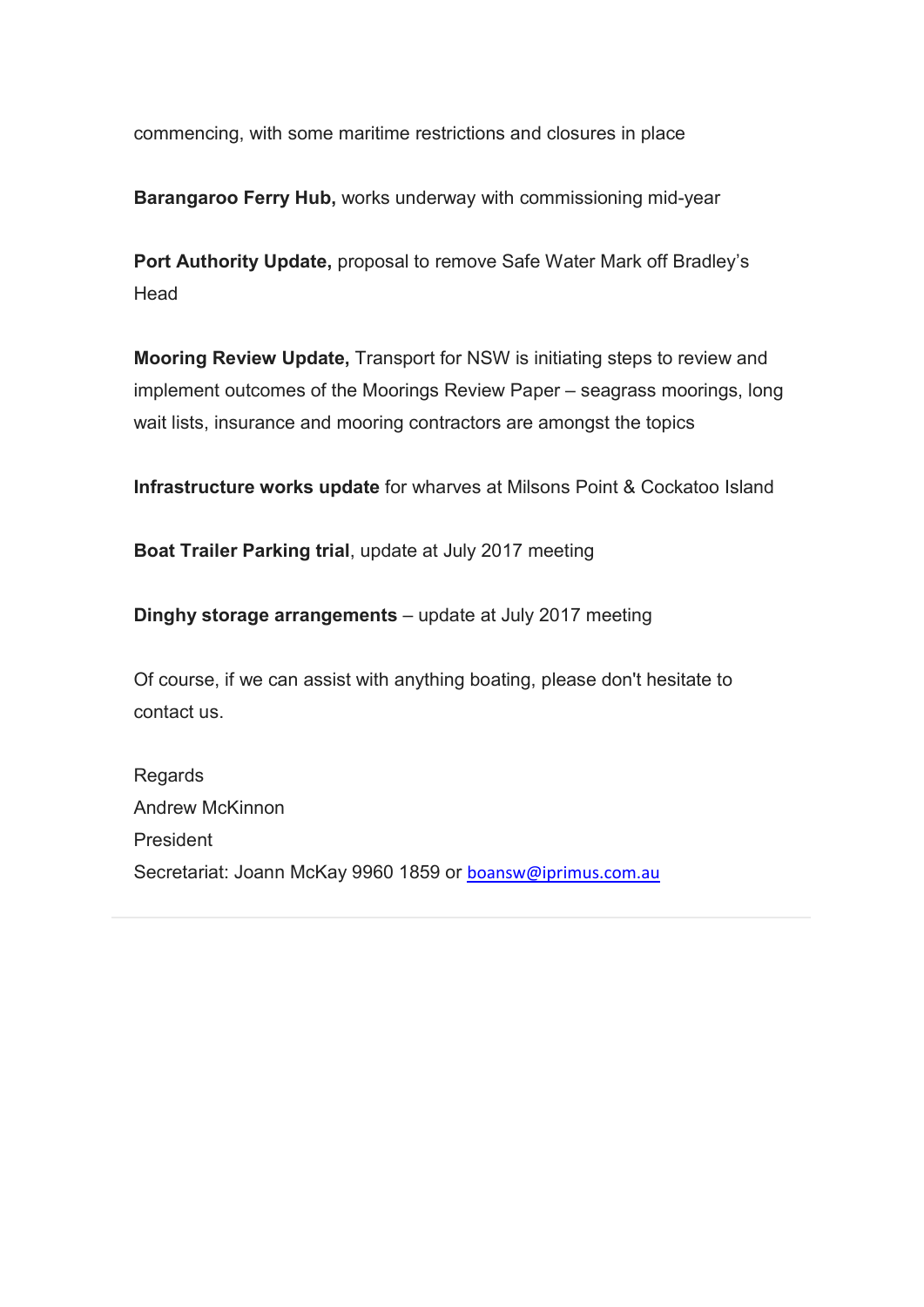commencing, with some maritime restrictions and closures in place

**Barangaroo Ferry Hub,** works underway with commissioning mid-year

**Port Authority Update,** proposal to remove Safe Water Mark off Bradley's Head

**Mooring Review Update,** Transport for NSW is initiating steps to review and implement outcomes of the Moorings Review Paper – seagrass moorings, long wait lists, insurance and mooring contractors are amongst the topics

**Infrastructure works update** for wharves at Milsons Point & Cockatoo Island

**Boat Trailer Parking trial**, update at July 2017 meeting

**Dinghy storage arrangements** – update at July 2017 meeting

Of course, if we can assist with anything boating, please don't hesitate to contact us.

Regards  
Andrew McKinnon  
President  
Secretariat: Joann McKay 9960 1859 or boansw@iprimus.com.au

---